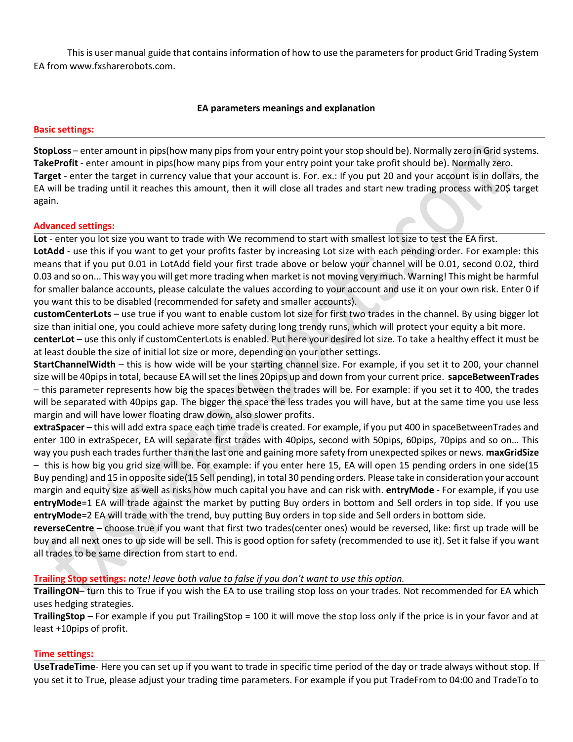This is user manual guide that contains information of how to use the parameters for product Grid Trading System EA from www.fxsharerobots.com.

**EA parameters meanings and explanation**

## Basic settings:

**StopLoss** – enter amount in pips(how many pips from your entry point your stop should be). Normally zero in Grid systems.
**TakeProfit** - enter amount in pips(how many pips from your entry point your take profit should be). Normally zero.
**Target** - enter the target in currency value that your account is. For. ex.: If you put 20 and your account is in dollars, the EA will be trading until it reaches this amount, then it will close all trades and start new trading process with 20$ target again.

## Advanced settings:

**Lot** - enter you lot size you want to trade with We recommend to start with smallest lot size to test the EA first.
**LotAdd** - use this if you want to get your profits faster by increasing Lot size with each pending order. For example: this means that if you put 0.01 in LotAdd field your first trade above or below your channel will be 0.01, second 0.02, third 0.03 and so on... This way you will get more trading when market is not moving very much. Warning! This might be harmful for smaller balance accounts, please calculate the values according to your account and use it on your own risk. Enter 0 if you want this to be disabled (recommended for safety and smaller accounts).
**customCenterLots** – use true if you want to enable custom lot size for first two trades in the channel. By using bigger lot size than initial one, you could achieve more safety during long trendy runs, which will protect your equity a bit more.
**centerLot** – use this only if customCenterLots is enabled. Put here your desired lot size. To take a healthy effect it must be at least double the size of initial lot size or more, depending on your other settings.
**StartChannelWidth** – this is how wide will be your starting channel size. For example, if you set it to 200, your channel size will be 40pips in total, because EA will set the lines 20pips up and down from your current price. **sapceBetweenTrades** – this parameter represents how big the spaces between the trades will be. For example: if you set it to 400, the trades will be separated with 40pips gap. The bigger the space the less trades you will have, but at the same time you use less margin and will have lower floating draw down, also slower profits.
**extraSpacer** – this will add extra space each time trade is created. For example, if you put 400 in spaceBetweenTrades and enter 100 in extraSpecer, EA will separate first trades with 40pips, second with 50pips, 60pips, 70pips and so on… This way you push each trades further than the last one and gaining more safety from unexpected spikes or news. **maxGridSize** – this is how big you grid size will be. For example: if you enter here 15, EA will open 15 pending orders in one side(15 Buy pending) and 15 in opposite side(15 Sell pending), in total 30 pending orders. Please take in consideration your account margin and equity size as well as risks how much capital you have and can risk with. **entryMode** - For example, if you use **entryMode**=1 EA will trade against the market by putting Buy orders in bottom and Sell orders in top side. If you use **entryMode**=2 EA will trade with the trend, buy putting Buy orders in top side and Sell orders in bottom side.
**reverseCentre** – choose true if you want that first two trades(center ones) would be reversed, like: first up trade will be buy and all next ones to up side will be sell. This is good option for safety (recommended to use it). Set it false if you want all trades to be same direction from start to end.

## Trailing Stop settings: *note! leave both value to false if you don't want to use this option.*

**TrailingON**– turn this to True if you wish the EA to use trailing stop loss on your trades. Not recommended for EA which uses hedging strategies.
**TrailingStop** – For example if you put TrailingStop = 100 it will move the stop loss only if the price is in your favor and at least +10pips of profit.

## Time settings:

**UseTradeTime**- Here you can set up if you want to trade in specific time period of the day or trade always without stop. If you set it to True, please adjust your trading time parameters. For example if you put TradeFrom to 04:00 and TradeTo to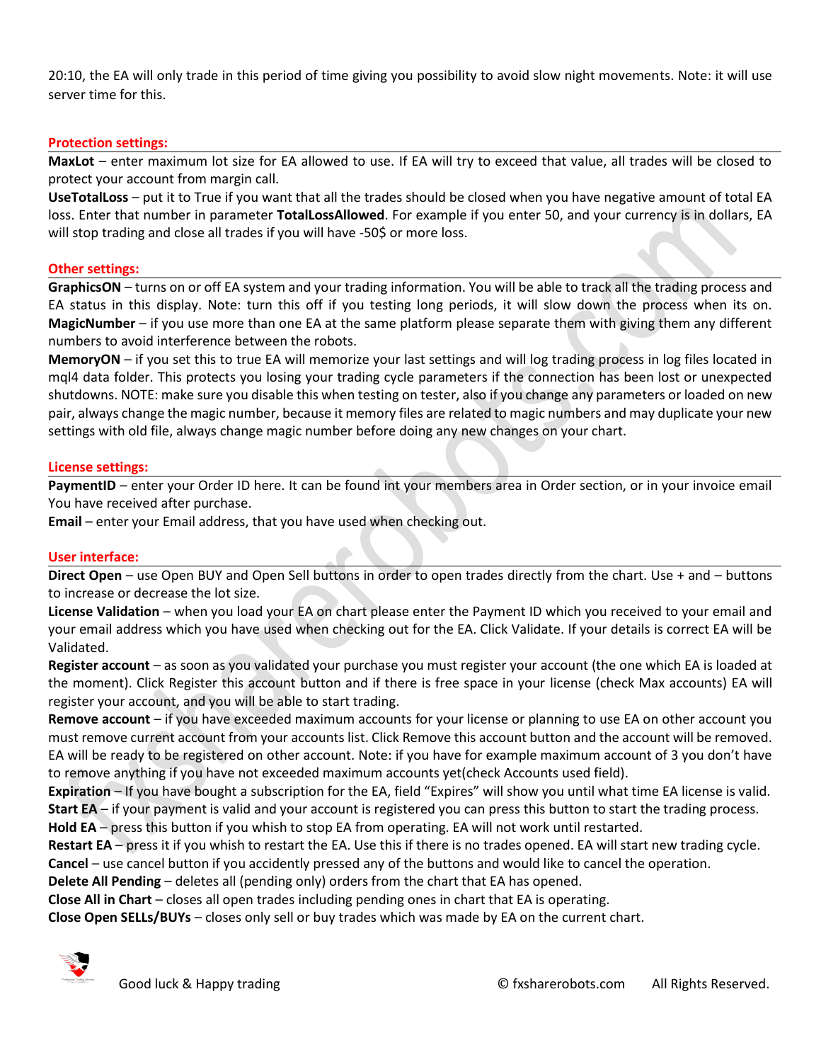20:10, the EA will only trade in this period of time giving you possibility to avoid slow night movements. Note: it will use server time for this.

## Protection settings:

**MaxLot** – enter maximum lot size for EA allowed to use. If EA will try to exceed that value, all trades will be closed to protect your account from margin call.

**UseTotalLoss** – put it to True if you want that all the trades should be closed when you have negative amount of total EA loss. Enter that number in parameter **TotalLossAllowed**. For example if you enter 50, and your currency is in dollars, EA will stop trading and close all trades if you will have -50$ or more loss.

## Other settings:

**GraphicsON** – turns on or off EA system and your trading information. You will be able to track all the trading process and EA status in this display. Note: turn this off if you testing long periods, it will slow down the process when its on.

**MagicNumber** – if you use more than one EA at the same platform please separate them with giving them any different numbers to avoid interference between the robots.

**MemoryON** – if you set this to true EA will memorize your last settings and will log trading process in log files located in mql4 data folder. This protects you losing your trading cycle parameters if the connection has been lost or unexpected shutdowns. NOTE: make sure you disable this when testing on tester, also if you change any parameters or loaded on new pair, always change the magic number, because it memory files are related to magic numbers and may duplicate your new settings with old file, always change magic number before doing any new changes on your chart.

## License settings:

**PaymentID** – enter your Order ID here. It can be found int your members area in Order section, or in your invoice email You have received after purchase.

**Email** – enter your Email address, that you have used when checking out.

## User interface:

**Direct Open** – use Open BUY and Open Sell buttons in order to open trades directly from the chart. Use + and – buttons to increase or decrease the lot size.

**License Validation** – when you load your EA on chart please enter the Payment ID which you received to your email and your email address which you have used when checking out for the EA. Click Validate. If your details is correct EA will be Validated.

**Register account** – as soon as you validated your purchase you must register your account (the one which EA is loaded at the moment). Click Register this account button and if there is free space in your license (check Max accounts) EA will register your account, and you will be able to start trading.

**Remove account** – if you have exceeded maximum accounts for your license or planning to use EA on other account you must remove current account from your accounts list. Click Remove this account button and the account will be removed. EA will be ready to be registered on other account. Note: if you have for example maximum account of 3 you don't have to remove anything if you have not exceeded maximum accounts yet(check Accounts used field).

**Expiration** – If you have bought a subscription for the EA, field "Expires" will show you until what time EA license is valid.

**Start EA** – if your payment is valid and your account is registered you can press this button to start the trading process.

**Hold EA** – press this button if you whish to stop EA from operating. EA will not work until restarted.

**Restart EA** – press it if you whish to restart the EA. Use this if there is no trades opened. EA will start new trading cycle.

**Cancel** – use cancel button if you accidently pressed any of the buttons and would like to cancel the operation.

**Delete All Pending** – deletes all (pending only) orders from the chart that EA has opened.

**Close All in Chart** – closes all open trades including pending ones in chart that EA is operating.

**Close Open SELLs/BUYs** – closes only sell or buy trades which was made by EA on the current chart.

Good luck & Happy trading © fxsharerobots.com All Rights Reserved.